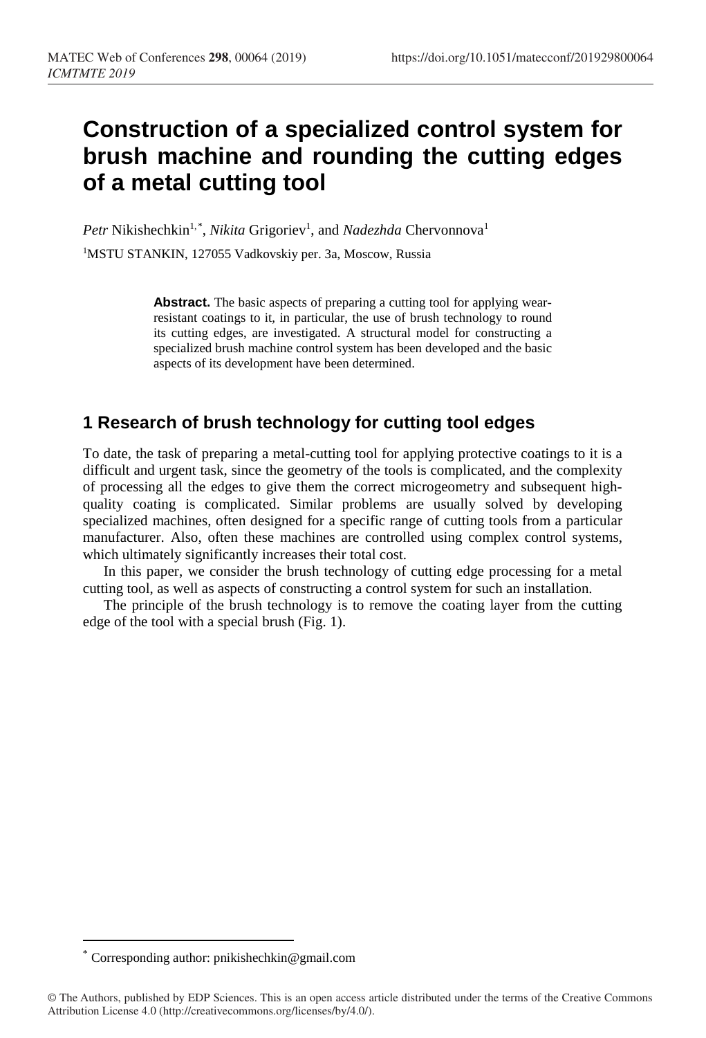# Construction of a specialized control system for brush machine and rounding the cutting edges of a metal cutting tool

*Petr* Nikishechkin[1,*], *Nikita* Grigoriev[1], and *Nadezhda* Chervonnova[1]

[1]MSTU STANKIN, 127055 Vadkovskiy per. 3a, Moscow, Russia

> **Abstract.** The basic aspects of preparing a cutting tool for applying wear-resistant coatings to it, in particular, the use of brush technology to round its cutting edges, are investigated. A structural model for constructing a specialized brush machine control system has been developed and the basic aspects of its development have been determined.

## 1 Research of brush technology for cutting tool edges

To date, the task of preparing a metal-cutting tool for applying protective coatings to it is a difficult and urgent task, since the geometry of the tools is complicated, and the complexity of processing all the edges to give them the correct microgeometry and subsequent high-quality coating is complicated. Similar problems are usually solved by developing specialized machines, often designed for a specific range of cutting tools from a particular manufacturer. Also, often these machines are controlled using complex control systems, which ultimately significantly increases their total cost.

In this paper, we consider the brush technology of cutting edge processing for a metal cutting tool, as well as aspects of constructing a control system for such an installation.

The principle of the brush technology is to remove the coating layer from the cutting edge of the tool with a special brush (Fig. 1).

---

[*] Corresponding author: pnikishechkin@gmail.com

© The Authors, published by EDP Sciences. This is an open access article distributed under the terms of the Creative Commons Attribution License 4.0 (http://creativecommons.org/licenses/by/4.0/).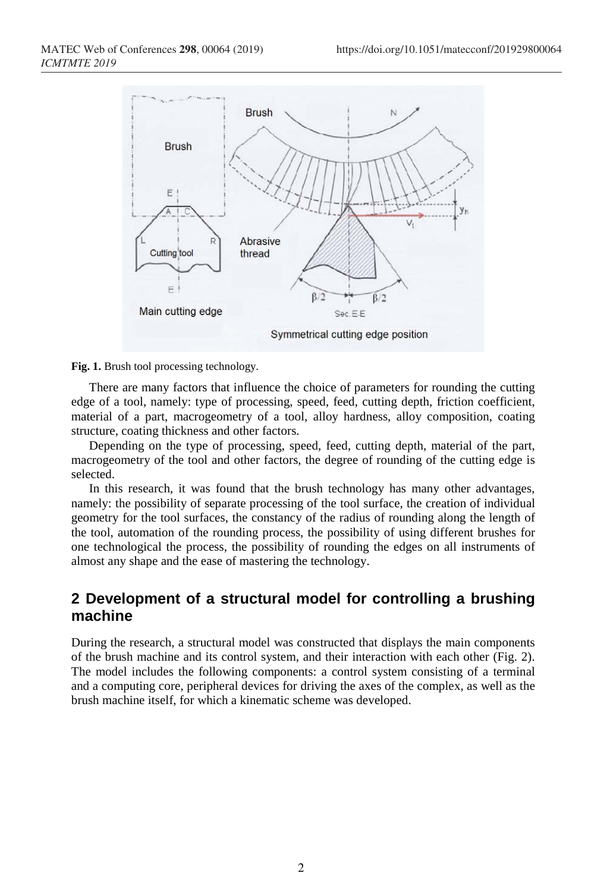**Fig. 1.** Brush tool processing technology.

There are many factors that influence the choice of parameters for rounding the cutting edge of a tool, namely: type of processing, speed, feed, cutting depth, friction coefficient, material of a part, macrogeometry of a tool, alloy hardness, alloy composition, coating structure, coating thickness and other factors.

Depending on the type of processing, speed, feed, cutting depth, material of the part, macrogeometry of the tool and other factors, the degree of rounding of the cutting edge is selected.

In this research, it was found that the brush technology has many other advantages, namely: the possibility of separate processing of the tool surface, the creation of individual geometry for the tool surfaces, the constancy of the radius of rounding along the length of the tool, automation of the rounding process, the possibility of using different brushes for one technological the process, the possibility of rounding the edges on all instruments of almost any shape and the ease of mastering the technology.

## 2 Development of a structural model for controlling a brushing machine

During the research, a structural model was constructed that displays the main components of the brush machine and its control system, and their interaction with each other (Fig. 2). The model includes the following components: a control system consisting of a terminal and a computing core, peripheral devices for driving the axes of the complex, as well as the brush machine itself, for which a kinematic scheme was developed.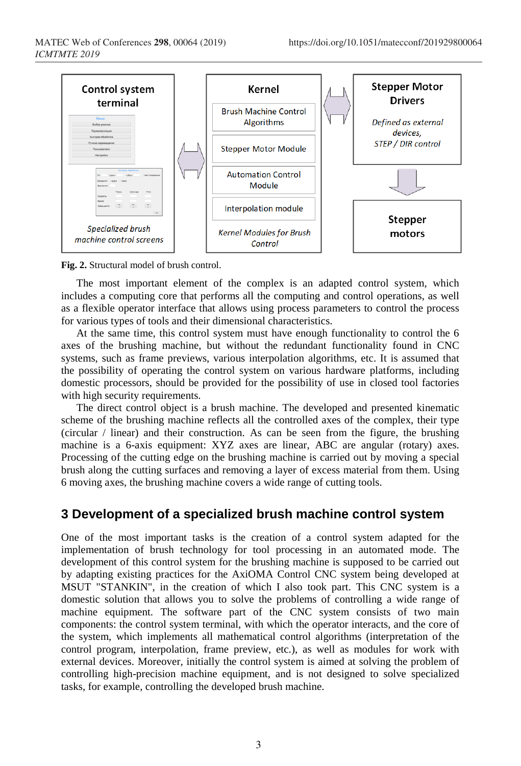**Fig. 2.** Structural model of brush control.

The most important element of the complex is an adapted control system, which includes a computing core that performs all the computing and control operations, as well as a flexible operator interface that allows using process parameters to control the process for various types of tools and their dimensional characteristics.

At the same time, this control system must have enough functionality to control the 6 axes of the brushing machine, but without the redundant functionality found in CNC systems, such as frame previews, various interpolation algorithms, etc. It is assumed that the possibility of operating the control system on various hardware platforms, including domestic processors, should be provided for the possibility of use in closed tool factories with high security requirements.

The direct control object is a brush machine. The developed and presented kinematic scheme of the brushing machine reflects all the controlled axes of the complex, their type (circular / linear) and their construction. As can be seen from the figure, the brushing machine is a 6-axis equipment: XYZ axes are linear, ABC are angular (rotary) axes. Processing of the cutting edge on the brushing machine is carried out by moving a special brush along the cutting surfaces and removing a layer of excess material from them. Using 6 moving axes, the brushing machine covers a wide range of cutting tools.

## 3 Development of a specialized brush machine control system

One of the most important tasks is the creation of a control system adapted for the implementation of brush technology for tool processing in an automated mode. The development of this control system for the brushing machine is supposed to be carried out by adapting existing practices for the AxiOMA Control CNC system being developed at MSUT "STANKIN", in the creation of which I also took part. This CNC system is a domestic solution that allows you to solve the problems of controlling a wide range of machine equipment. The software part of the CNC system consists of two main components: the control system terminal, with which the operator interacts, and the core of the system, which implements all mathematical control algorithms (interpretation of the control program, interpolation, frame preview, etc.), as well as modules for work with external devices. Moreover, initially the control system is aimed at solving the problem of controlling high-precision machine equipment, and is not designed to solve specialized tasks, for example, controlling the developed brush machine.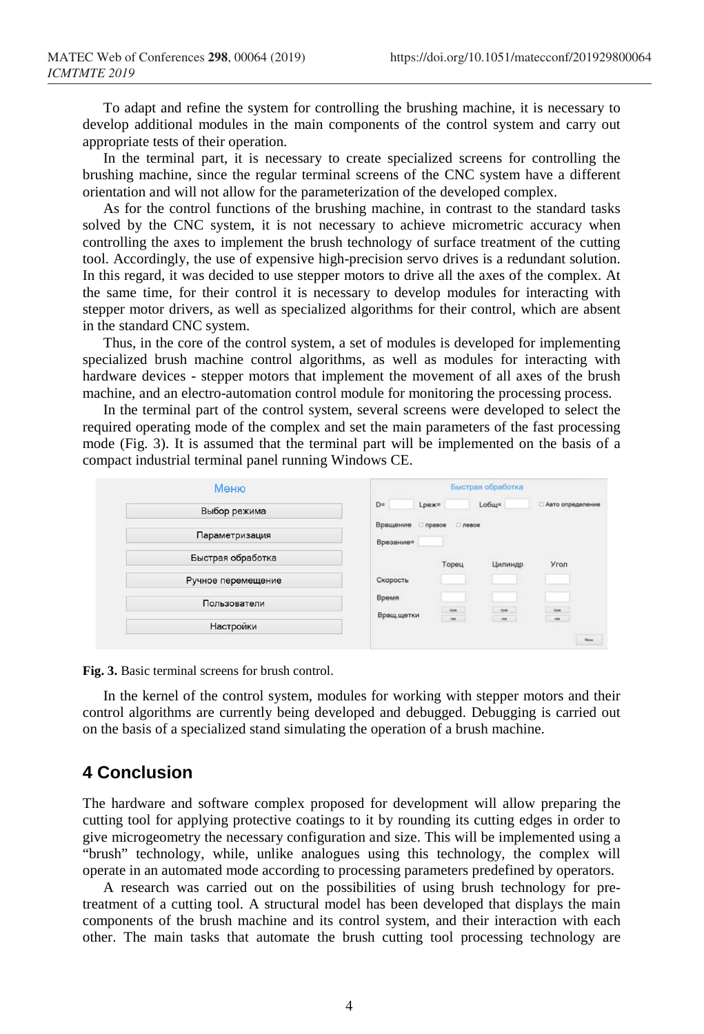To adapt and refine the system for controlling the brushing machine, it is necessary to develop additional modules in the main components of the control system and carry out appropriate tests of their operation.

In the terminal part, it is necessary to create specialized screens for controlling the brushing machine, since the regular terminal screens of the CNC system have a different orientation and will not allow for the parameterization of the developed complex.

As for the control functions of the brushing machine, in contrast to the standard tasks solved by the CNC system, it is not necessary to achieve micrometric accuracy when controlling the axes to implement the brush technology of surface treatment of the cutting tool. Accordingly, the use of expensive high-precision servo drives is a redundant solution. In this regard, it was decided to use stepper motors to drive all the axes of the complex. At the same time, for their control it is necessary to develop modules for interacting with stepper motor drivers, as well as specialized algorithms for their control, which are absent in the standard CNC system.

Thus, in the core of the control system, a set of modules is developed for implementing specialized brush machine control algorithms, as well as modules for interacting with hardware devices - stepper motors that implement the movement of all axes of the brush machine, and an electro-automation control module for monitoring the processing process.

In the terminal part of the control system, several screens were developed to select the required operating mode of the complex and set the main parameters of the fast processing mode (Fig. 3). It is assumed that the terminal part will be implemented on the basis of a compact industrial terminal panel running Windows CE.

**Fig. 3.** Basic terminal screens for brush control.

In the kernel of the control system, modules for working with stepper motors and their control algorithms are currently being developed and debugged. Debugging is carried out on the basis of a specialized stand simulating the operation of a brush machine.

## 4 Conclusion

The hardware and software complex proposed for development will allow preparing the cutting tool for applying protective coatings to it by rounding its cutting edges in order to give microgeometry the necessary configuration and size. This will be implemented using a "brush" technology, while, unlike analogues using this technology, the complex will operate in an automated mode according to processing parameters predefined by operators.

A research was carried out on the possibilities of using brush technology for pre-treatment of a cutting tool. A structural model has been developed that displays the main components of the brush machine and its control system, and their interaction with each other. The main tasks that automate the brush cutting tool processing technology are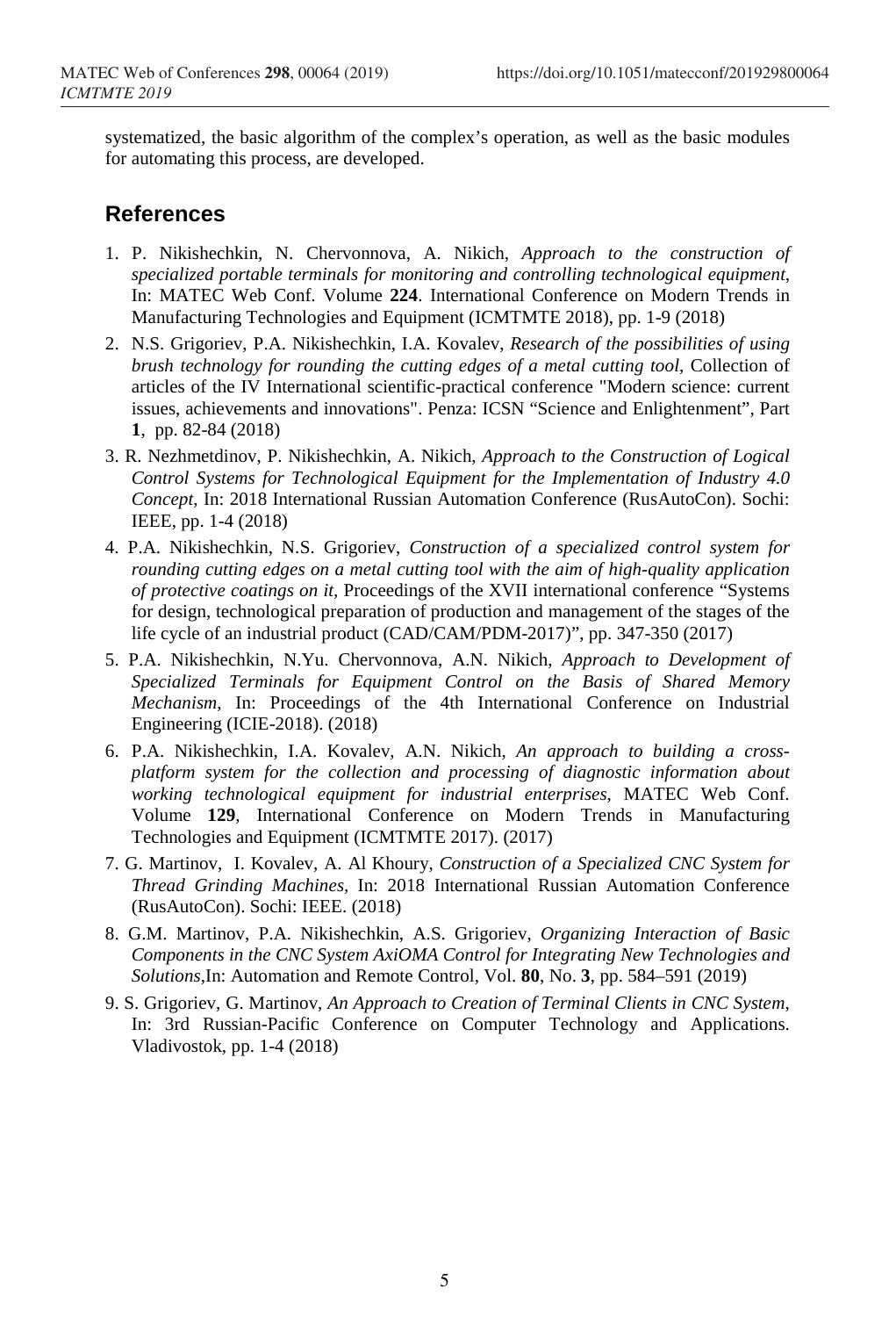systematized, the basic algorithm of the complex's operation, as well as the basic modules for automating this process, are developed.

## References

1. P. Nikishechkin, N. Chervonnova, A. Nikich, *Approach to the construction of specialized portable terminals for monitoring and controlling technological equipment*, In: MATEC Web Conf. Volume **224**. International Conference on Modern Trends in Manufacturing Technologies and Equipment (ICMTMTE 2018), pp. 1-9 (2018)
2. N.S. Grigoriev, P.A. Nikishechkin, I.A. Kovalev, *Research of the possibilities of using brush technology for rounding the cutting edges of a metal cutting tool*, Collection of articles of the IV International scientific-practical conference "Modern science: current issues, achievements and innovations". Penza: ICSN "Science and Enlightenment", Part **1**, pp. 82-84 (2018)
3. R. Nezhmetdinov, P. Nikishechkin, A. Nikich, *Approach to the Construction of Logical Control Systems for Technological Equipment for the Implementation of Industry 4.0 Concept*, In: 2018 International Russian Automation Conference (RusAutoCon). Sochi: IEEE, pp. 1-4 (2018)
4. P.A. Nikishechkin, N.S. Grigoriev, *Construction of a specialized control system for rounding cutting edges on a metal cutting tool with the aim of high-quality application of protective coatings on it*, Proceedings of the XVII international conference "Systems for design, technological preparation of production and management of the stages of the life cycle of an industrial product (CAD/CAM/PDM-2017)", pp. 347-350 (2017)
5. P.A. Nikishechkin, N.Yu. Chervonnova, A.N. Nikich, *Approach to Development of Specialized Terminals for Equipment Control on the Basis of Shared Memory Mechanism*, In: Proceedings of the 4th International Conference on Industrial Engineering (ICIE-2018). (2018)
6. P.A. Nikishechkin, I.A. Kovalev, A.N. Nikich, *An approach to building a cross-platform system for the collection and processing of diagnostic information about working technological equipment for industrial enterprises*, MATEC Web Conf. Volume **129**, International Conference on Modern Trends in Manufacturing Technologies and Equipment (ICMTMTE 2017). (2017)
7. G. Martinov, I. Kovalev, A. Al Khoury, *Construction of a Specialized CNC System for Thread Grinding Machines*, In: 2018 International Russian Automation Conference (RusAutoCon). Sochi: IEEE. (2018)
8. G.M. Martinov, P.A. Nikishechkin, A.S. Grigoriev, *Organizing Interaction of Basic Components in the CNC System AxiOMA Control for Integrating New Technologies and Solutions*,In: Automation and Remote Control, Vol. **80**, No. **3**, pp. 584–591 (2019)
9. S. Grigoriev, G. Martinov, *An Approach to Creation of Terminal Clients in CNC System*, In: 3rd Russian-Pacific Conference on Computer Technology and Applications. Vladivostok, pp. 1-4 (2018)